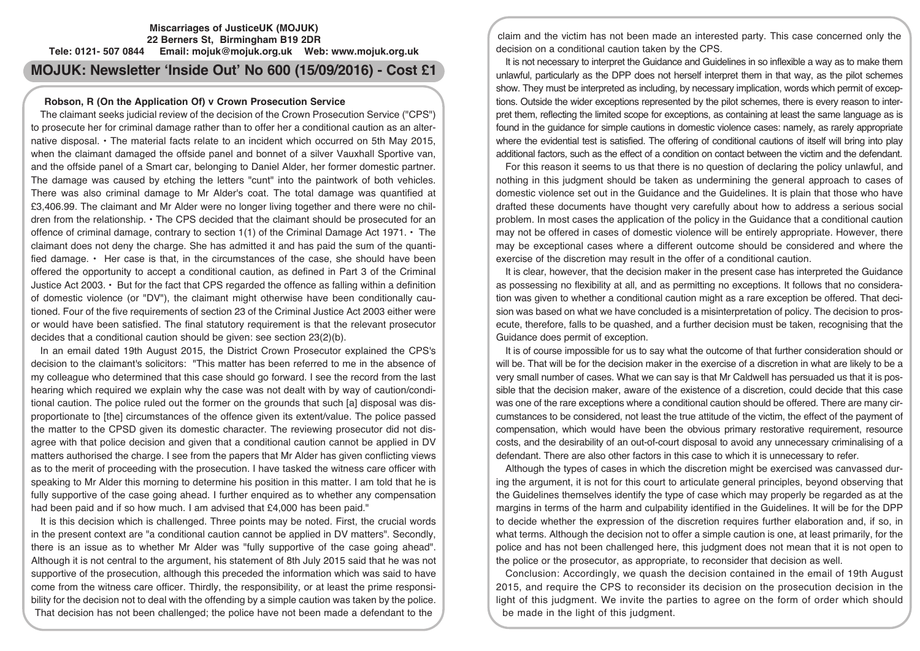**Miscarriages of JusticeUK (MOJUK)**
**22 Berners St, Birmingham B19 2DR**
**Tele: 0121- 507 0844 Email: mojuk@mojuk.org.uk Web: www.mojuk.org.uk**

# MOJUK: Newsletter 'Inside Out' No 600 (15/09/2016) - Cost £1

## Robson, R (On the Application Of) v Crown Prosecution Service

The claimant seeks judicial review of the decision of the Crown Prosecution Service ("CPS") to prosecute her for criminal damage rather than to offer her a conditional caution as an alternative disposal. • The material facts relate to an incident which occurred on 5th May 2015, when the claimant damaged the offside panel and bonnet of a silver Vauxhall Sportive van, and the offside panel of a Smart car, belonging to Daniel Alder, her former domestic partner. The damage was caused by etching the letters "cunt" into the paintwork of both vehicles. There was also criminal damage to Mr Alder's coat. The total damage was quantified at £3,406.99. The claimant and Mr Alder were no longer living together and there were no children from the relationship. • The CPS decided that the claimant should be prosecuted for an offence of criminal damage, contrary to section 1(1) of the Criminal Damage Act 1971. • The claimant does not deny the charge. She has admitted it and has paid the sum of the quantified damage. • Her case is that, in the circumstances of the case, she should have been offered the opportunity to accept a conditional caution, as defined in Part 3 of the Criminal Justice Act 2003. • But for the fact that CPS regarded the offence as falling within a definition of domestic violence (or "DV"), the claimant might otherwise have been conditionally cautioned. Four of the five requirements of section 23 of the Criminal Justice Act 2003 either were or would have been satisfied. The final statutory requirement is that the relevant prosecutor decides that a conditional caution should be given: see section 23(2)(b).

In an email dated 19th August 2015, the District Crown Prosecutor explained the CPS's decision to the claimant's solicitors: "This matter has been referred to me in the absence of my colleague who determined that this case should go forward. I see the record from the last hearing which required we explain why the case was not dealt with by way of caution/conditional caution. The police ruled out the former on the grounds that such [a] disposal was disproportionate to [the] circumstances of the offence given its extent/value. The police passed the matter to the CPSD given its domestic character. The reviewing prosecutor did not disagree with that police decision and given that a conditional caution cannot be applied in DV matters authorised the charge. I see from the papers that Mr Alder has given conflicting views as to the merit of proceeding with the prosecution. I have tasked the witness care officer with speaking to Mr Alder this morning to determine his position in this matter. I am told that he is fully supportive of the case going ahead. I further enquired as to whether any compensation had been paid and if so how much. I am advised that £4,000 has been paid."

It is this decision which is challenged. Three points may be noted. First, the crucial words in the present context are "a conditional caution cannot be applied in DV matters". Secondly, there is an issue as to whether Mr Alder was "fully supportive of the case going ahead". Although it is not central to the argument, his statement of 8th July 2015 said that he was not supportive of the prosecution, although this preceded the information which was said to have come from the witness care officer. Thirdly, the responsibility, or at least the prime responsibility for the decision not to deal with the offending by a simple caution was taken by the police. That decision has not been challenged; the police have not been made a defendant to the claim and the victim has not been made an interested party. This case concerned only the decision on a conditional caution taken by the CPS.

It is not necessary to interpret the Guidance and Guidelines in so inflexible a way as to make them unlawful, particularly as the DPP does not herself interpret them in that way, as the pilot schemes show. They must be interpreted as including, by necessary implication, words which permit of exceptions. Outside the wider exceptions represented by the pilot schemes, there is every reason to interpret them, reflecting the limited scope for exceptions, as containing at least the same language as is found in the guidance for simple cautions in domestic violence cases: namely, as rarely appropriate where the evidential test is satisfied. The offering of conditional cautions of itself will bring into play additional factors, such as the effect of a condition on contact between the victim and the defendant.

For this reason it seems to us that there is no question of declaring the policy unlawful, and nothing in this judgment should be taken as undermining the general approach to cases of domestic violence set out in the Guidance and the Guidelines. It is plain that those who have drafted these documents have thought very carefully about how to address a serious social problem. In most cases the application of the policy in the Guidance that a conditional caution may not be offered in cases of domestic violence will be entirely appropriate. However, there may be exceptional cases where a different outcome should be considered and where the exercise of the discretion may result in the offer of a conditional caution.

It is clear, however, that the decision maker in the present case has interpreted the Guidance as possessing no flexibility at all, and as permitting no exceptions. It follows that no consideration was given to whether a conditional caution might as a rare exception be offered. That decision was based on what we have concluded is a misinterpretation of policy. The decision to prosecute, therefore, falls to be quashed, and a further decision must be taken, recognising that the Guidance does permit of exception.

It is of course impossible for us to say what the outcome of that further consideration should or will be. That will be for the decision maker in the exercise of a discretion in what are likely to be a very small number of cases. What we can say is that Mr Caldwell has persuaded us that it is possible that the decision maker, aware of the existence of a discretion, could decide that this case was one of the rare exceptions where a conditional caution should be offered. There are many circumstances to be considered, not least the true attitude of the victim, the effect of the payment of compensation, which would have been the obvious primary restorative requirement, resource costs, and the desirability of an out-of-court disposal to avoid any unnecessary criminalising of a defendant. There are also other factors in this case to which it is unnecessary to refer.

Although the types of cases in which the discretion might be exercised was canvassed during the argument, it is not for this court to articulate general principles, beyond observing that the Guidelines themselves identify the type of case which may properly be regarded as at the margins in terms of the harm and culpability identified in the Guidelines. It will be for the DPP to decide whether the expression of the discretion requires further elaboration and, if so, in what terms. Although the decision not to offer a simple caution is one, at least primarily, for the police and has not been challenged here, this judgment does not mean that it is not open to the police or the prosecutor, as appropriate, to reconsider that decision as well.

Conclusion: Accordingly, we quash the decision contained in the email of 19th August 2015, and require the CPS to reconsider its decision on the prosecution decision in the light of this judgment. We invite the parties to agree on the form of order which should be made in the light of this judgment.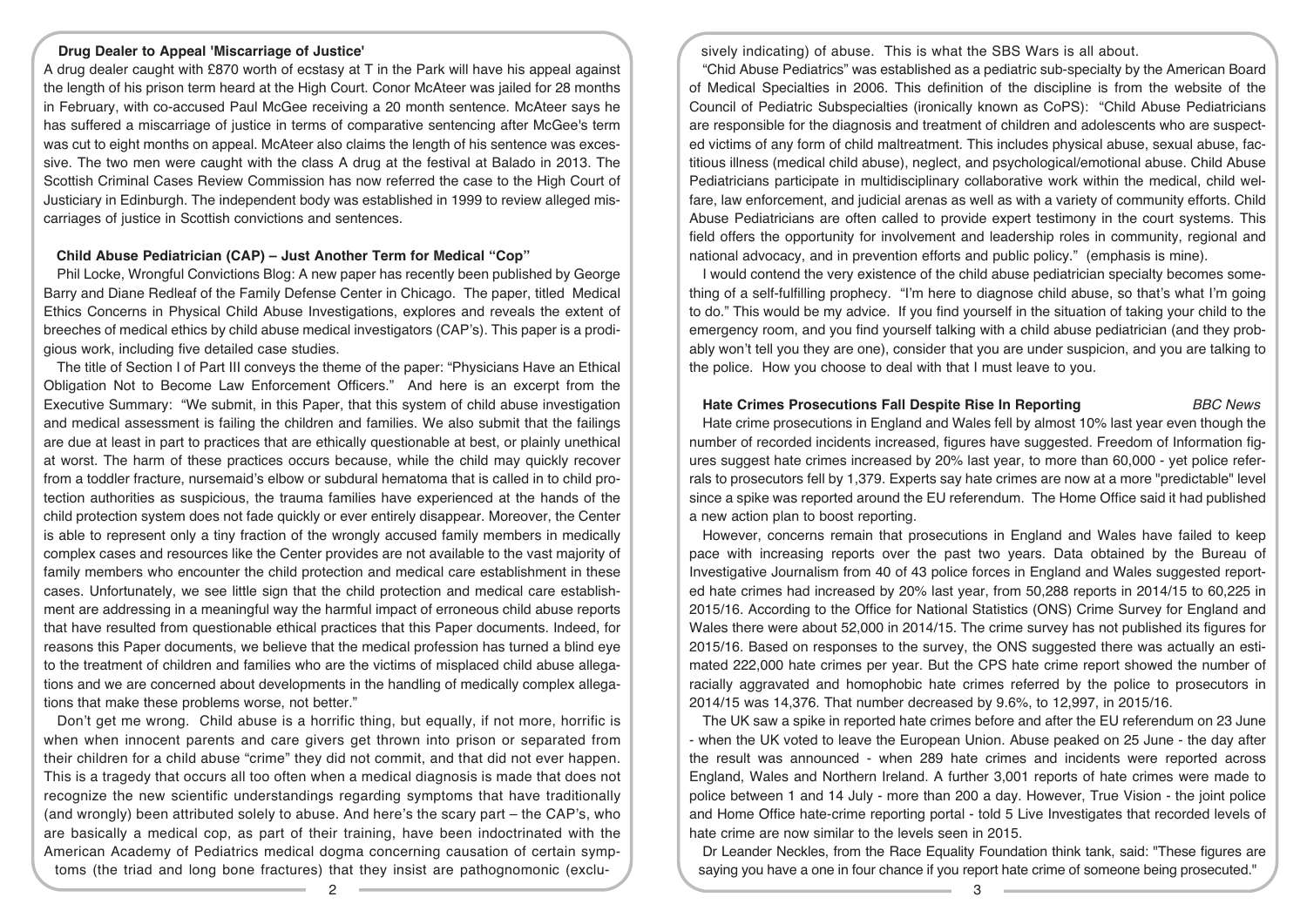### Drug Dealer to Appeal 'Miscarriage of Justice'

A drug dealer caught with £870 worth of ecstasy at T in the Park will have his appeal against the length of his prison term heard at the High Court. Conor McAteer was jailed for 28 months in February, with co-accused Paul McGee receiving a 20 month sentence. McAteer says he has suffered a miscarriage of justice in terms of comparative sentencing after McGee's term was cut to eight months on appeal. McAteer also claims the length of his sentence was excessive. The two men were caught with the class A drug at the festival at Balado in 2013. The Scottish Criminal Cases Review Commission has now referred the case to the High Court of Justiciary in Edinburgh. The independent body was established in 1999 to review alleged miscarriages of justice in Scottish convictions and sentences.

### Child Abuse Pediatrician (CAP) – Just Another Term for Medical "Cop"

Phil Locke, Wrongful Convictions Blog: A new paper has recently been published by George Barry and Diane Redleaf of the Family Defense Center in Chicago. The paper, titled Medical Ethics Concerns in Physical Child Abuse Investigations, explores and reveals the extent of breeches of medical ethics by child abuse medical investigators (CAP's). This paper is a prodigious work, including five detailed case studies.

The title of Section I of Part III conveys the theme of the paper: "Physicians Have an Ethical Obligation Not to Become Law Enforcement Officers." And here is an excerpt from the Executive Summary: "We submit, in this Paper, that this system of child abuse investigation and medical assessment is failing the children and families. We also submit that the failings are due at least in part to practices that are ethically questionable at best, or plainly unethical at worst. The harm of these practices occurs because, while the child may quickly recover from a toddler fracture, nursemaid's elbow or subdural hematoma that is called in to child protection authorities as suspicious, the trauma families have experienced at the hands of the child protection system does not fade quickly or ever entirely disappear. Moreover, the Center is able to represent only a tiny fraction of the wrongly accused family members in medically complex cases and resources like the Center provides are not available to the vast majority of family members who encounter the child protection and medical care establishment in these cases. Unfortunately, we see little sign that the child protection and medical care establishment are addressing in a meaningful way the harmful impact of erroneous child abuse reports that have resulted from questionable ethical practices that this Paper documents. Indeed, for reasons this Paper documents, we believe that the medical profession has turned a blind eye to the treatment of children and families who are the victims of misplaced child abuse allegations and we are concerned about developments in the handling of medically complex allegations that make these problems worse, not better."

Don't get me wrong. Child abuse is a horrific thing, but equally, if not more, horrific is when when innocent parents and care givers get thrown into prison or separated from their children for a child abuse "crime" they did not commit, and that did not ever happen. This is a tragedy that occurs all too often when a medical diagnosis is made that does not recognize the new scientific understandings regarding symptoms that have traditionally (and wrongly) been attributed solely to abuse. And here's the scary part – the CAP's, who are basically a medical cop, as part of their training, have been indoctrinated with the American Academy of Pediatrics medical dogma concerning causation of certain symptoms (the triad and long bone fractures) that they insist are pathognomonic (exclusively indicating) of abuse. This is what the SBS Wars is all about.

"Chid Abuse Pediatrics" was established as a pediatric sub-specialty by the American Board of Medical Specialties in 2006. This definition of the discipline is from the website of the Council of Pediatric Subspecialties (ironically known as CoPS): "Child Abuse Pediatricians are responsible for the diagnosis and treatment of children and adolescents who are suspected victims of any form of child maltreatment. This includes physical abuse, sexual abuse, factitious illness (medical child abuse), neglect, and psychological/emotional abuse. Child Abuse Pediatricians participate in multidisciplinary collaborative work within the medical, child welfare, law enforcement, and judicial arenas as well as with a variety of community efforts. Child Abuse Pediatricians are often called to provide expert testimony in the court systems. This field offers the opportunity for involvement and leadership roles in community, regional and national advocacy, and in prevention efforts and public policy." (emphasis is mine).

I would contend the very existence of the child abuse pediatrician specialty becomes something of a self-fulfilling prophecy. "I'm here to diagnose child abuse, so that's what I'm going to do." This would be my advice. If you find yourself in the situation of taking your child to the emergency room, and you find yourself talking with a child abuse pediatrician (and they probably won't tell you they are one), consider that you are under suspicion, and you are talking to the police. How you choose to deal with that I must leave to you.

### Hate Crimes Prosecutions Fall Despite Rise In Reporting — *BBC News*

Hate crime prosecutions in England and Wales fell by almost 10% last year even though the number of recorded incidents increased, figures have suggested. Freedom of Information figures suggest hate crimes increased by 20% last year, to more than 60,000 - yet police referrals to prosecutors fell by 1,379. Experts say hate crimes are now at a more "predictable" level since a spike was reported around the EU referendum. The Home Office said it had published a new action plan to boost reporting.

However, concerns remain that prosecutions in England and Wales have failed to keep pace with increasing reports over the past two years. Data obtained by the Bureau of Investigative Journalism from 40 of 43 police forces in England and Wales suggested reported hate crimes had increased by 20% last year, from 50,288 reports in 2014/15 to 60,225 in 2015/16. According to the Office for National Statistics (ONS) Crime Survey for England and Wales there were about 52,000 in 2014/15. The crime survey has not published its figures for 2015/16. Based on responses to the survey, the ONS suggested there was actually an estimated 222,000 hate crimes per year. But the CPS hate crime report showed the number of racially aggravated and homophobic hate crimes referred by the police to prosecutors in 2014/15 was 14,376. That number decreased by 9.6%, to 12,997, in 2015/16.

The UK saw a spike in reported hate crimes before and after the EU referendum on 23 June - when the UK voted to leave the European Union. Abuse peaked on 25 June - the day after the result was announced - when 289 hate crimes and incidents were reported across England, Wales and Northern Ireland. A further 3,001 reports of hate crimes were made to police between 1 and 14 July - more than 200 a day. However, True Vision - the joint police and Home Office hate-crime reporting portal - told 5 Live Investigates that recorded levels of hate crime are now similar to the levels seen in 2015.

Dr Leander Neckles, from the Race Equality Foundation think tank, said: "These figures are saying you have a one in four chance if you report hate crime of someone being prosecuted."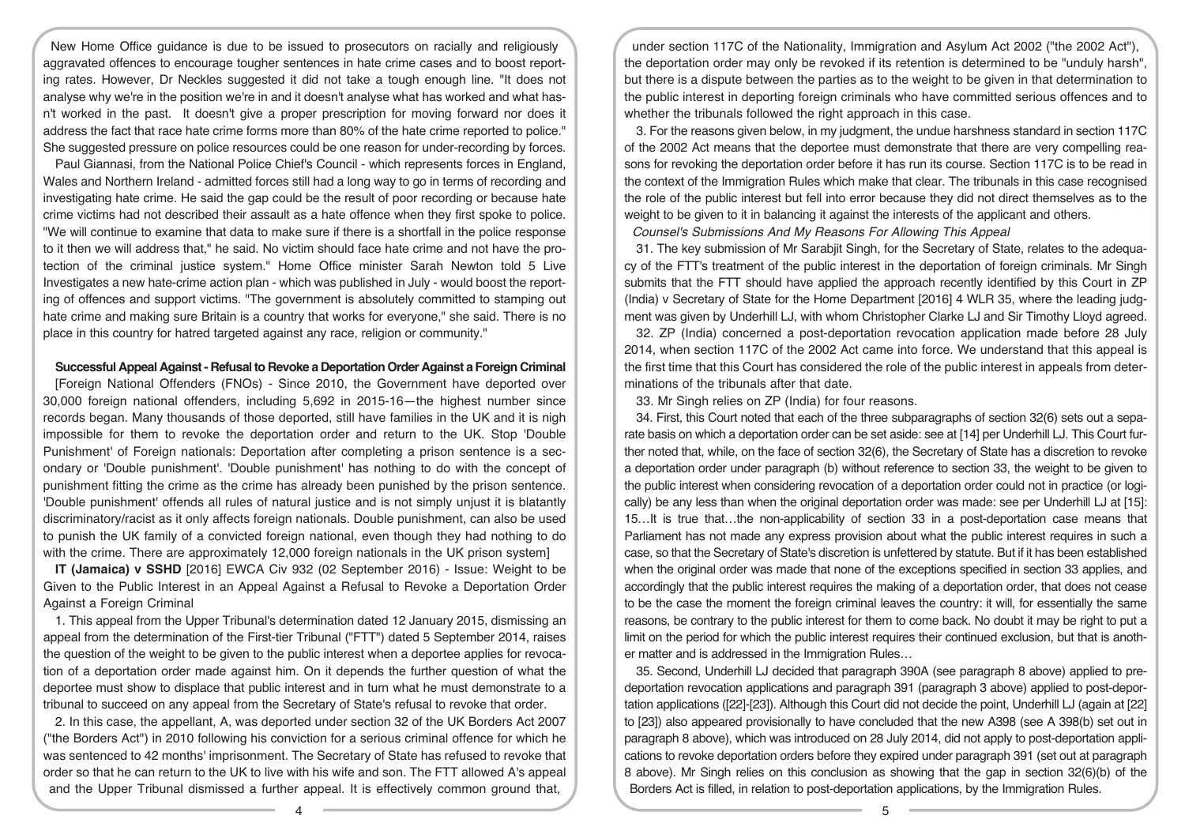New Home Office guidance is due to be issued to prosecutors on racially and religiously aggravated offences to encourage tougher sentences in hate crime cases and to boost reporting rates. However, Dr Neckles suggested it did not take a tough enough line. "It does not analyse why we're in the position we're in and it doesn't analyse what has worked and what hasn't worked in the past. It doesn't give a proper prescription for moving forward nor does it address the fact that race hate crime forms more than 80% of the hate crime reported to police." She suggested pressure on police resources could be one reason for under-recording by forces.

Paul Giannasi, from the National Police Chief's Council - which represents forces in England, Wales and Northern Ireland - admitted forces still had a long way to go in terms of recording and investigating hate crime. He said the gap could be the result of poor recording or because hate crime victims had not described their assault as a hate offence when they first spoke to police. "We will continue to examine that data to make sure if there is a shortfall in the police response to it then we will address that," he said. No victim should face hate crime and not have the protection of the criminal justice system." Home Office minister Sarah Newton told 5 Live Investigates a new hate-crime action plan - which was published in July - would boost the reporting of offences and support victims. "The government is absolutely committed to stamping out hate crime and making sure Britain is a country that works for everyone," she said. There is no place in this country for hatred targeted against any race, religion or community."

**Successful Appeal Against - Refusal to Revoke a Deportation Order Against a Foreign Criminal**

[Foreign National Offenders (FNOs) - Since 2010, the Government have deported over 30,000 foreign national offenders, including 5,692 in 2015-16—the highest number since records began. Many thousands of those deported, still have families in the UK and it is nigh impossible for them to revoke the deportation order and return to the UK. Stop 'Double Punishment' of Foreign nationals: Deportation after completing a prison sentence is a secondary or 'Double punishment'. 'Double punishment' has nothing to do with the concept of punishment fitting the crime as the crime has already been punished by the prison sentence. 'Double punishment' offends all rules of natural justice and is not simply unjust it is blatantly discriminatory/racist as it only affects foreign nationals. Double punishment, can also be used to punish the UK family of a convicted foreign national, even though they had nothing to do with the crime. There are approximately 12,000 foreign nationals in the UK prison system]

**IT (Jamaica) v SSHD** [2016] EWCA Civ 932 (02 September 2016) - Issue: Weight to be Given to the Public Interest in an Appeal Against a Refusal to Revoke a Deportation Order Against a Foreign Criminal

1. This appeal from the Upper Tribunal's determination dated 12 January 2015, dismissing an appeal from the determination of the First-tier Tribunal ("FTT") dated 5 September 2014, raises the question of the weight to be given to the public interest when a deportee applies for revocation of a deportation order made against him. On it depends the further question of what the deportee must show to displace that public interest and in turn what he must demonstrate to a tribunal to succeed on any appeal from the Secretary of State's refusal to revoke that order.

2. In this case, the appellant, A, was deported under section 32 of the UK Borders Act 2007 ("the Borders Act") in 2010 following his conviction for a serious criminal offence for which he was sentenced to 42 months' imprisonment. The Secretary of State has refused to revoke that order so that he can return to the UK to live with his wife and son. The FTT allowed A's appeal and the Upper Tribunal dismissed a further appeal. It is effectively common ground that, under section 117C of the Nationality, Immigration and Asylum Act 2002 ("the 2002 Act"), the deportation order may only be revoked if its retention is determined to be "unduly harsh", but there is a dispute between the parties as to the weight to be given in that determination to the public interest in deporting foreign criminals who have committed serious offences and to whether the tribunals followed the right approach in this case.

3. For the reasons given below, in my judgment, the undue harshness standard in section 117C of the 2002 Act means that the deportee must demonstrate that there are very compelling reasons for revoking the deportation order before it has run its course. Section 117C is to be read in the context of the Immigration Rules which make that clear. The tribunals in this case recognised the role of the public interest but fell into error because they did not direct themselves as to the weight to be given to it in balancing it against the interests of the applicant and others.

*Counsel's Submissions And My Reasons For Allowing This Appeal*

31. The key submission of Mr Sarabjit Singh, for the Secretary of State, relates to the adequacy of the FTT's treatment of the public interest in the deportation of foreign criminals. Mr Singh submits that the FTT should have applied the approach recently identified by this Court in ZP (India) v Secretary of State for the Home Department [2016] 4 WLR 35, where the leading judgment was given by Underhill LJ, with whom Christopher Clarke LJ and Sir Timothy Lloyd agreed.

32. ZP (India) concerned a post-deportation revocation application made before 28 July 2014, when section 117C of the 2002 Act came into force. We understand that this appeal is the first time that this Court has considered the role of the public interest in appeals from determinations of the tribunals after that date.

33. Mr Singh relies on ZP (India) for four reasons.

34. First, this Court noted that each of the three subparagraphs of section 32(6) sets out a separate basis on which a deportation order can be set aside: see at [14] per Underhill LJ. This Court further noted that, while, on the face of section 32(6), the Secretary of State has a discretion to revoke a deportation order under paragraph (b) without reference to section 33, the weight to be given to the public interest when considering revocation of a deportation order could not in practice (or logically) be any less than when the original deportation order was made: see per Underhill LJ at [15]: 15…It is true that…the non-applicability of section 33 in a post-deportation case means that Parliament has not made any express provision about what the public interest requires in such a case, so that the Secretary of State's discretion is unfettered by statute. But if it has been established when the original order was made that none of the exceptions specified in section 33 applies, and accordingly that the public interest requires the making of a deportation order, that does not cease to be the case the moment the foreign criminal leaves the country: it will, for essentially the same reasons, be contrary to the public interest for them to come back. No doubt it may be right to put a limit on the period for which the public interest requires their continued exclusion, but that is another matter and is addressed in the Immigration Rules…

35. Second, Underhill LJ decided that paragraph 390A (see paragraph 8 above) applied to pre-deportation revocation applications and paragraph 391 (paragraph 3 above) applied to post-deportation applications ([22]-[23]). Although this Court did not decide the point, Underhill LJ (again at [22] to [23]) also appeared provisionally to have concluded that the new A398 (see A 398(b) set out in paragraph 8 above), which was introduced on 28 July 2014, did not apply to post-deportation applications to revoke deportation orders before they expired under paragraph 391 (set out at paragraph 8 above). Mr Singh relies on this conclusion as showing that the gap in section 32(6)(b) of the Borders Act is filled, in relation to post-deportation applications, by the Immigration Rules.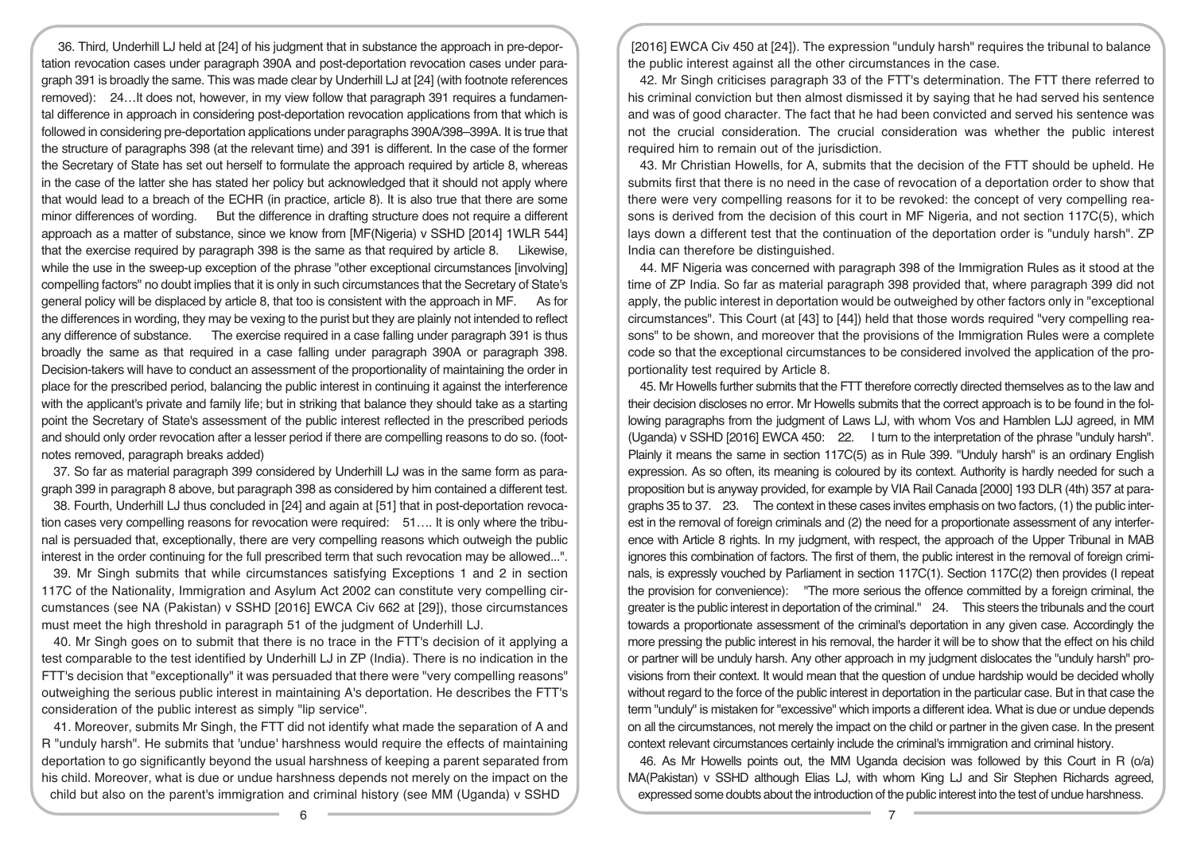36. Third, Underhill LJ held at [24] of his judgment that in substance the approach in pre-deportation revocation cases under paragraph 390A and post-deportation revocation cases under paragraph 391 is broadly the same. This was made clear by Underhill LJ at [24] (with footnote references removed): 24…It does not, however, in my view follow that paragraph 391 requires a fundamental difference in approach in considering post-deportation revocation applications from that which is followed in considering pre-deportation applications under paragraphs 390A/398–399A. It is true that the structure of paragraphs 398 (at the relevant time) and 391 is different. In the case of the former the Secretary of State has set out herself to formulate the approach required by article 8, whereas in the case of the latter she has stated her policy but acknowledged that it should not apply where that would lead to a breach of the ECHR (in practice, article 8). It is also true that there are some minor differences of wording. But the difference in drafting structure does not require a different approach as a matter of substance, since we know from [MF(Nigeria) v SSHD [2014] 1WLR 544] that the exercise required by paragraph 398 is the same as that required by article 8. Likewise, while the use in the sweep-up exception of the phrase "other exceptional circumstances [involving] compelling factors" no doubt implies that it is only in such circumstances that the Secretary of State's general policy will be displaced by article 8, that too is consistent with the approach in MF. As for the differences in wording, they may be vexing to the purist but they are plainly not intended to reflect any difference of substance. The exercise required in a case falling under paragraph 391 is thus broadly the same as that required in a case falling under paragraph 390A or paragraph 398. Decision-takers will have to conduct an assessment of the proportionality of maintaining the order in place for the prescribed period, balancing the public interest in continuing it against the interference with the applicant's private and family life; but in striking that balance they should take as a starting point the Secretary of State's assessment of the public interest reflected in the prescribed periods and should only order revocation after a lesser period if there are compelling reasons to do so. (footnotes removed, paragraph breaks added)

37. So far as material paragraph 399 considered by Underhill LJ was in the same form as paragraph 399 in paragraph 8 above, but paragraph 398 as considered by him contained a different test.

38. Fourth, Underhill LJ thus concluded in [24] and again at [51] that in post-deportation revocation cases very compelling reasons for revocation were required: 51…. It is only where the tribunal is persuaded that, exceptionally, there are very compelling reasons which outweigh the public interest in the order continuing for the full prescribed term that such revocation may be allowed...".

39. Mr Singh submits that while circumstances satisfying Exceptions 1 and 2 in section 117C of the Nationality, Immigration and Asylum Act 2002 can constitute very compelling circumstances (see NA (Pakistan) v SSHD [2016] EWCA Civ 662 at [29]), those circumstances must meet the high threshold in paragraph 51 of the judgment of Underhill LJ.

40. Mr Singh goes on to submit that there is no trace in the FTT's decision of it applying a test comparable to the test identified by Underhill LJ in ZP (India). There is no indication in the FTT's decision that "exceptionally" it was persuaded that there were "very compelling reasons" outweighing the serious public interest in maintaining A's deportation. He describes the FTT's consideration of the public interest as simply "lip service".

41. Moreover, submits Mr Singh, the FTT did not identify what made the separation of A and R "unduly harsh". He submits that 'undue' harshness would require the effects of maintaining deportation to go significantly beyond the usual harshness of keeping a parent separated from his child. Moreover, what is due or undue harshness depends not merely on the impact on the child but also on the parent's immigration and criminal history (see MM (Uganda) v SSHD [2016] EWCA Civ 450 at [24]). The expression "unduly harsh" requires the tribunal to balance the public interest against all the other circumstances in the case.

42. Mr Singh criticises paragraph 33 of the FTT's determination. The FTT there referred to his criminal conviction but then almost dismissed it by saying that he had served his sentence and was of good character. The fact that he had been convicted and served his sentence was not the crucial consideration. The crucial consideration was whether the public interest required him to remain out of the jurisdiction.

43. Mr Christian Howells, for A, submits that the decision of the FTT should be upheld. He submits first that there is no need in the case of revocation of a deportation order to show that there were very compelling reasons for it to be revoked: the concept of very compelling reasons is derived from the decision of this court in MF Nigeria, and not section 117C(5), which lays down a different test that the continuation of the deportation order is "unduly harsh". ZP India can therefore be distinguished.

44. MF Nigeria was concerned with paragraph 398 of the Immigration Rules as it stood at the time of ZP India. So far as material paragraph 398 provided that, where paragraph 399 did not apply, the public interest in deportation would be outweighed by other factors only in "exceptional circumstances". This Court (at [43] to [44]) held that those words required "very compelling reasons" to be shown, and moreover that the provisions of the Immigration Rules were a complete code so that the exceptional circumstances to be considered involved the application of the proportionality test required by Article 8.

45. Mr Howells further submits that the FTT therefore correctly directed themselves as to the law and their decision discloses no error. Mr Howells submits that the correct approach is to be found in the following paragraphs from the judgment of Laws LJ, with whom Vos and Hamblen LJJ agreed, in MM (Uganda) v SSHD [2016] EWCA 450: 22. I turn to the interpretation of the phrase "unduly harsh". Plainly it means the same in section 117C(5) as in Rule 399. "Unduly harsh" is an ordinary English expression. As so often, its meaning is coloured by its context. Authority is hardly needed for such a proposition but is anyway provided, for example by VIA Rail Canada [2000] 193 DLR (4th) 357 at paragraphs 35 to 37. 23. The context in these cases invites emphasis on two factors, (1) the public interest in the removal of foreign criminals and (2) the need for a proportionate assessment of any interference with Article 8 rights. In my judgment, with respect, the approach of the Upper Tribunal in MAB ignores this combination of factors. The first of them, the public interest in the removal of foreign criminals, is expressly vouched by Parliament in section 117C(1). Section 117C(2) then provides (I repeat the provision for convenience): "The more serious the offence committed by a foreign criminal, the greater is the public interest in deportation of the criminal." 24. This steers the tribunals and the court towards a proportionate assessment of the criminal's deportation in any given case. Accordingly the more pressing the public interest in his removal, the harder it will be to show that the effect on his child or partner will be unduly harsh. Any other approach in my judgment dislocates the "unduly harsh" provisions from their context. It would mean that the question of undue hardship would be decided wholly without regard to the force of the public interest in deportation in the particular case. But in that case the term "unduly" is mistaken for "excessive" which imports a different idea. What is due or undue depends on all the circumstances, not merely the impact on the child or partner in the given case. In the present context relevant circumstances certainly include the criminal's immigration and criminal history.

46. As Mr Howells points out, the MM Uganda decision was followed by this Court in R (o/a) MA(Pakistan) v SSHD although Elias LJ, with whom King LJ and Sir Stephen Richards agreed, expressed some doubts about the introduction of the public interest into the test of undue harshness.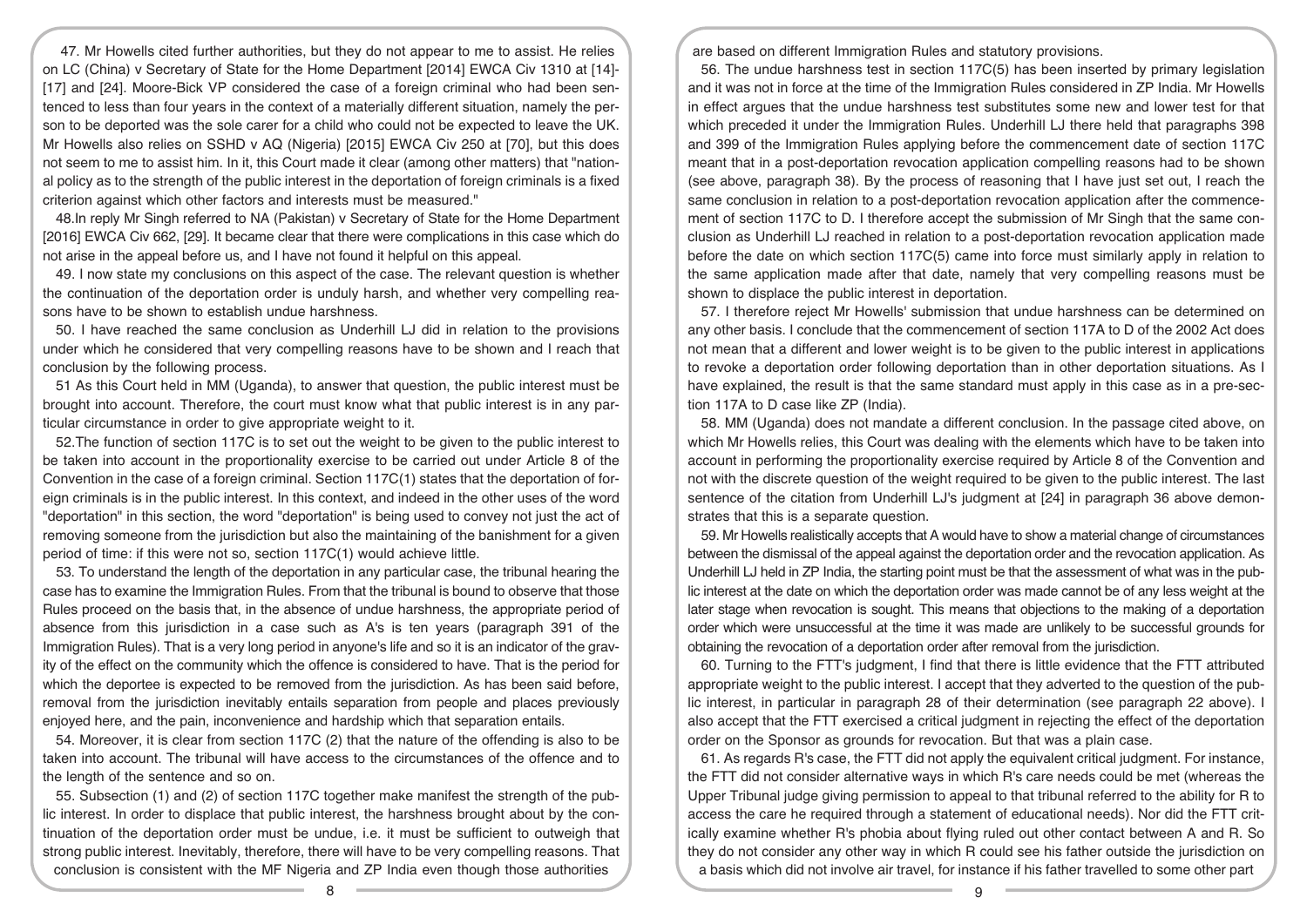47. Mr Howells cited further authorities, but they do not appear to me to assist. He relies on LC (China) v Secretary of State for the Home Department [2014] EWCA Civ 1310 at [14]-[17] and [24]. Moore-Bick VP considered the case of a foreign criminal who had been sentenced to less than four years in the context of a materially different situation, namely the person to be deported was the sole carer for a child who could not be expected to leave the UK. Mr Howells also relies on SSHD v AQ (Nigeria) [2015] EWCA Civ 250 at [70], but this does not seem to me to assist him. In it, this Court made it clear (among other matters) that "national policy as to the strength of the public interest in the deportation of foreign criminals is a fixed criterion against which other factors and interests must be measured."

48.In reply Mr Singh referred to NA (Pakistan) v Secretary of State for the Home Department [2016] EWCA Civ 662, [29]. It became clear that there were complications in this case which do not arise in the appeal before us, and I have not found it helpful on this appeal.

49. I now state my conclusions on this aspect of the case. The relevant question is whether the continuation of the deportation order is unduly harsh, and whether very compelling reasons have to be shown to establish undue harshness.

50. I have reached the same conclusion as Underhill LJ did in relation to the provisions under which he considered that very compelling reasons have to be shown and I reach that conclusion by the following process.

51 As this Court held in MM (Uganda), to answer that question, the public interest must be brought into account. Therefore, the court must know what that public interest is in any particular circumstance in order to give appropriate weight to it.

52.The function of section 117C is to set out the weight to be given to the public interest to be taken into account in the proportionality exercise to be carried out under Article 8 of the Convention in the case of a foreign criminal. Section 117C(1) states that the deportation of foreign criminals is in the public interest. In this context, and indeed in the other uses of the word "deportation" in this section, the word "deportation" is being used to convey not just the act of removing someone from the jurisdiction but also the maintaining of the banishment for a given period of time: if this were not so, section 117C(1) would achieve little.

53. To understand the length of the deportation in any particular case, the tribunal hearing the case has to examine the Immigration Rules. From that the tribunal is bound to observe that those Rules proceed on the basis that, in the absence of undue harshness, the appropriate period of absence from this jurisdiction in a case such as A's is ten years (paragraph 391 of the Immigration Rules). That is a very long period in anyone's life and so it is an indicator of the gravity of the effect on the community which the offence is considered to have. That is the period for which the deportee is expected to be removed from the jurisdiction. As has been said before, removal from the jurisdiction inevitably entails separation from people and places previously enjoyed here, and the pain, inconvenience and hardship which that separation entails.

54. Moreover, it is clear from section 117C (2) that the nature of the offending is also to be taken into account. The tribunal will have access to the circumstances of the offence and to the length of the sentence and so on.

55. Subsection (1) and (2) of section 117C together make manifest the strength of the public interest. In order to displace that public interest, the harshness brought about by the continuation of the deportation order must be undue, i.e. it must be sufficient to outweigh that strong public interest. Inevitably, therefore, there will have to be very compelling reasons. That conclusion is consistent with the MF Nigeria and ZP India even though those authorities are based on different Immigration Rules and statutory provisions.

56. The undue harshness test in section 117C(5) has been inserted by primary legislation and it was not in force at the time of the Immigration Rules considered in ZP India. Mr Howells in effect argues that the undue harshness test substitutes some new and lower test for that which preceded it under the Immigration Rules. Underhill LJ there held that paragraphs 398 and 399 of the Immigration Rules applying before the commencement date of section 117C meant that in a post-deportation revocation application compelling reasons had to be shown (see above, paragraph 38). By the process of reasoning that I have just set out, I reach the same conclusion in relation to a post-deportation revocation application after the commencement of section 117C to D. I therefore accept the submission of Mr Singh that the same conclusion as Underhill LJ reached in relation to a post-deportation revocation application made before the date on which section 117C(5) came into force must similarly apply in relation to the same application made after that date, namely that very compelling reasons must be shown to displace the public interest in deportation.

57. I therefore reject Mr Howells' submission that undue harshness can be determined on any other basis. I conclude that the commencement of section 117A to D of the 2002 Act does not mean that a different and lower weight is to be given to the public interest in applications to revoke a deportation order following deportation than in other deportation situations. As I have explained, the result is that the same standard must apply in this case as in a pre-section 117A to D case like ZP (India).

58. MM (Uganda) does not mandate a different conclusion. In the passage cited above, on which Mr Howells relies, this Court was dealing with the elements which have to be taken into account in performing the proportionality exercise required by Article 8 of the Convention and not with the discrete question of the weight required to be given to the public interest. The last sentence of the citation from Underhill LJ's judgment at [24] in paragraph 36 above demonstrates that this is a separate question.

59. Mr Howells realistically accepts that A would have to show a material change of circumstances between the dismissal of the appeal against the deportation order and the revocation application. As Underhill LJ held in ZP India, the starting point must be that the assessment of what was in the public interest at the date on which the deportation order was made cannot be of any less weight at the later stage when revocation is sought. This means that objections to the making of a deportation order which were unsuccessful at the time it was made are unlikely to be successful grounds for obtaining the revocation of a deportation order after removal from the jurisdiction.

60. Turning to the FTT's judgment, I find that there is little evidence that the FTT attributed appropriate weight to the public interest. I accept that they adverted to the question of the public interest, in particular in paragraph 28 of their determination (see paragraph 22 above). I also accept that the FTT exercised a critical judgment in rejecting the effect of the deportation order on the Sponsor as grounds for revocation. But that was a plain case.

61. As regards R's case, the FTT did not apply the equivalent critical judgment. For instance, the FTT did not consider alternative ways in which R's care needs could be met (whereas the Upper Tribunal judge giving permission to appeal to that tribunal referred to the ability for R to access the care he required through a statement of educational needs). Nor did the FTT critically examine whether R's phobia about flying ruled out other contact between A and R. So they do not consider any other way in which R could see his father outside the jurisdiction on a basis which did not involve air travel, for instance if his father travelled to some other part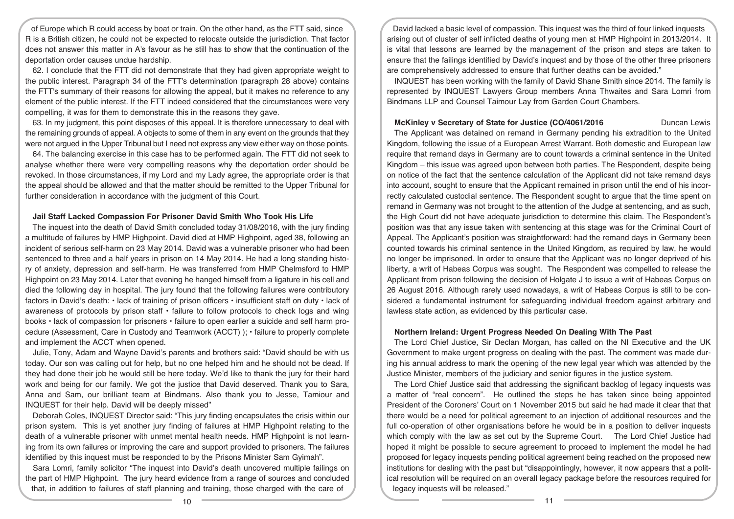of Europe which R could access by boat or train. On the other hand, as the FTT said, since R is a British citizen, he could not be expected to relocate outside the jurisdiction. That factor does not answer this matter in A's favour as he still has to show that the continuation of the deportation order causes undue hardship.

62. I conclude that the FTT did not demonstrate that they had given appropriate weight to the public interest. Paragraph 34 of the FTT's determination (paragraph 28 above) contains the FTT's summary of their reasons for allowing the appeal, but it makes no reference to any element of the public interest. If the FTT indeed considered that the circumstances were very compelling, it was for them to demonstrate this in the reasons they gave.

63. In my judgment, this point disposes of this appeal. It is therefore unnecessary to deal with the remaining grounds of appeal. A objects to some of them in any event on the grounds that they were not argued in the Upper Tribunal but I need not express any view either way on those points.

64. The balancing exercise in this case has to be performed again. The FTT did not seek to analyse whether there were very compelling reasons why the deportation order should be revoked. In those circumstances, if my Lord and my Lady agree, the appropriate order is that the appeal should be allowed and that the matter should be remitted to the Upper Tribunal for further consideration in accordance with the judgment of this Court.

### Jail Staff Lacked Compassion For Prisoner David Smith Who Took His Life

The inquest into the death of David Smith concluded today 31/08/2016, with the jury finding a multitude of failures by HMP Highpoint. David died at HMP Highpoint, aged 38, following an incident of serious self-harm on 23 May 2014. David was a vulnerable prisoner who had been sentenced to three and a half years in prison on 14 May 2014. He had a long standing history of anxiety, depression and self-harm. He was transferred from HMP Chelmsford to HMP Highpoint on 23 May 2014. Later that evening he hanged himself from a ligature in his cell and died the following day in hospital. The jury found that the following failures were contributory factors in David's death: • lack of training of prison officers • insufficient staff on duty • lack of awareness of protocols by prison staff • failure to follow protocols to check logs and wing books • lack of compassion for prisoners • failure to open earlier a suicide and self harm procedure (Assessment, Care in Custody and Teamwork (ACCT) ); • failure to properly complete and implement the ACCT when opened.

Julie, Tony, Adam and Wayne David's parents and brothers said: "David should be with us today. Our son was calling out for help, but no one helped him and he should not be dead. If they had done their job he would still be here today. We'd like to thank the jury for their hard work and being for our family. We got the justice that David deserved. Thank you to Sara, Anna and Sam, our brilliant team at Bindmans. Also thank you to Jesse, Tamiour and INQUEST for their help. David will be deeply missed"

Deborah Coles, INQUEST Director said: "This jury finding encapsulates the crisis within our prison system. This is yet another jury finding of failures at HMP Highpoint relating to the death of a vulnerable prisoner with unmet mental health needs. HMP Highpoint is not learning from its own failures or improving the care and support provided to prisoners. The failures identified by this inquest must be responded to by the Prisons Minister Sam Gyimah".

Sara Lomri, family solicitor "The inquest into David's death uncovered multiple failings on the part of HMP Highpoint. The jury heard evidence from a range of sources and concluded that, in addition to failures of staff planning and training, those charged with the care of David lacked a basic level of compassion. This inquest was the third of four linked inquests arising out of cluster of self inflicted deaths of young men at HMP Highpoint in 2013/2014. It is vital that lessons are learned by the management of the prison and steps are taken to ensure that the failings identified by David's inquest and by those of the other three prisoners are comprehensively addressed to ensure that further deaths can be avoided."

INQUEST has been working with the family of David Shane Smith since 2014. The family is represented by INQUEST Lawyers Group members Anna Thwaites and Sara Lomri from Bindmans LLP and Counsel Taimour Lay from Garden Court Chambers.

### McKinley v Secretary of State for Justice (CO/4061/2016 — Duncan Lewis

The Applicant was detained on remand in Germany pending his extradition to the United Kingdom, following the issue of a European Arrest Warrant. Both domestic and European law require that remand days in Germany are to count towards a criminal sentence in the United Kingdom – this issue was agreed upon between both parties. The Respondent, despite being on notice of the fact that the sentence calculation of the Applicant did not take remand days into account, sought to ensure that the Applicant remained in prison until the end of his incorrectly calculated custodial sentence. The Respondent sought to argue that the time spent on remand in Germany was not brought to the attention of the Judge at sentencing, and as such, the High Court did not have adequate jurisdiction to determine this claim. The Respondent's position was that any issue taken with sentencing at this stage was for the Criminal Court of Appeal. The Applicant's position was straightforward: had the remand days in Germany been counted towards his criminal sentence in the United Kingdom, as required by law, he would no longer be imprisoned. In order to ensure that the Applicant was no longer deprived of his liberty, a writ of Habeas Corpus was sought. The Respondent was compelled to release the Applicant from prison following the decision of Holgate J to issue a writ of Habeas Corpus on 26 August 2016. Although rarely used nowadays, a writ of Habeas Corpus is still to be considered a fundamental instrument for safeguarding individual freedom against arbitrary and lawless state action, as evidenced by this particular case.

### Northern Ireland: Urgent Progress Needed On Dealing With The Past

The Lord Chief Justice, Sir Declan Morgan, has called on the NI Executive and the UK Government to make urgent progress on dealing with the past. The comment was made during his annual address to mark the opening of the new legal year which was attended by the Justice Minister, members of the judiciary and senior figures in the justice system.

The Lord Chief Justice said that addressing the significant backlog of legacy inquests was a matter of "real concern". He outlined the steps he has taken since being appointed President of the Coroners' Court on 1 November 2015 but said he had made it clear that that there would be a need for political agreement to an injection of additional resources and the full co-operation of other organisations before he would be in a position to deliver inquests which comply with the law as set out by the Supreme Court. The Lord Chief Justice had hoped it might be possible to secure agreement to proceed to implement the model he had proposed for legacy inquests pending political agreement being reached on the proposed new institutions for dealing with the past but "disappointingly, however, it now appears that a political resolution will be required on an overall legacy package before the resources required for legacy inquests will be released."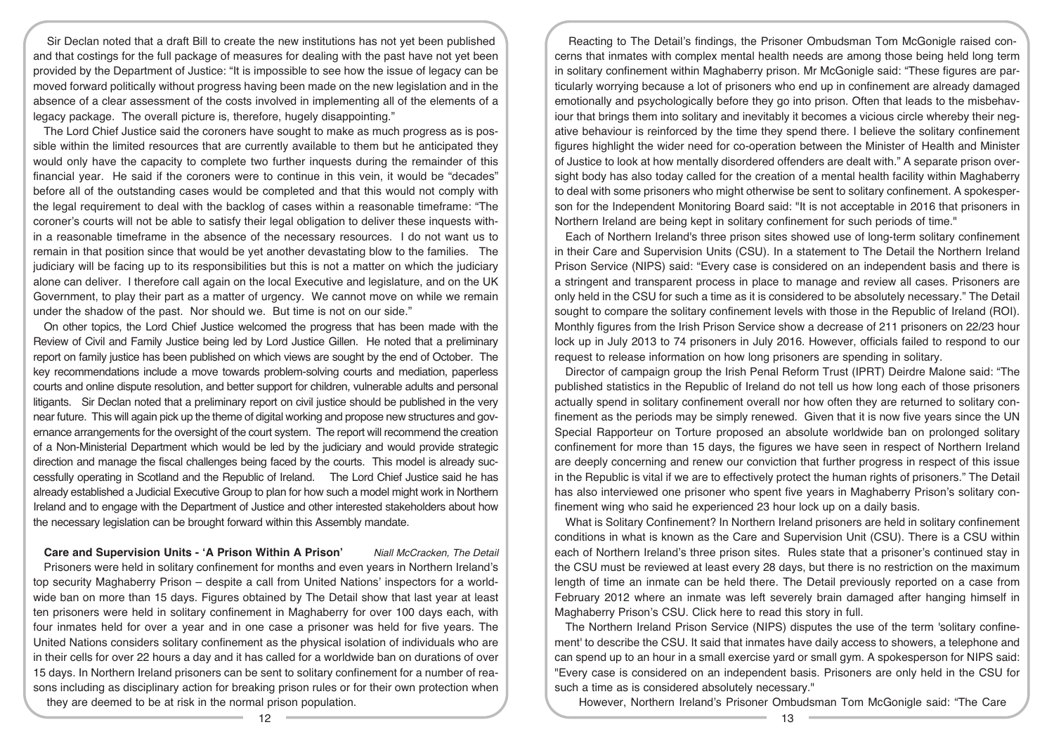Sir Declan noted that a draft Bill to create the new institutions has not yet been published and that costings for the full package of measures for dealing with the past have not yet been provided by the Department of Justice: "It is impossible to see how the issue of legacy can be moved forward politically without progress having been made on the new legislation and in the absence of a clear assessment of the costs involved in implementing all of the elements of a legacy package. The overall picture is, therefore, hugely disappointing."

The Lord Chief Justice said the coroners have sought to make as much progress as is possible within the limited resources that are currently available to them but he anticipated they would only have the capacity to complete two further inquests during the remainder of this financial year. He said if the coroners were to continue in this vein, it would be "decades" before all of the outstanding cases would be completed and that this would not comply with the legal requirement to deal with the backlog of cases within a reasonable timeframe: "The coroner's courts will not be able to satisfy their legal obligation to deliver these inquests within a reasonable timeframe in the absence of the necessary resources. I do not want us to remain in that position since that would be yet another devastating blow to the families. The judiciary will be facing up to its responsibilities but this is not a matter on which the judiciary alone can deliver. I therefore call again on the local Executive and legislature, and on the UK Government, to play their part as a matter of urgency. We cannot move on while we remain under the shadow of the past. Nor should we. But time is not on our side."

On other topics, the Lord Chief Justice welcomed the progress that has been made with the Review of Civil and Family Justice being led by Lord Justice Gillen. He noted that a preliminary report on family justice has been published on which views are sought by the end of October. The key recommendations include a move towards problem-solving courts and mediation, paperless courts and online dispute resolution, and better support for children, vulnerable adults and personal litigants. Sir Declan noted that a preliminary report on civil justice should be published in the very near future. This will again pick up the theme of digital working and propose new structures and governance arrangements for the oversight of the court system. The report will recommend the creation of a Non-Ministerial Department which would be led by the judiciary and would provide strategic direction and manage the fiscal challenges being faced by the courts. This model is already successfully operating in Scotland and the Republic of Ireland. The Lord Chief Justice said he has already established a Judicial Executive Group to plan for how such a model might work in Northern Ireland and to engage with the Department of Justice and other interested stakeholders about how the necessary legislation can be brought forward within this Assembly mandate.

## Care and Supervision Units - 'A Prison Within A Prison'

*Niall McCracken, The Detail*

Prisoners were held in solitary confinement for months and even years in Northern Ireland's top security Maghaberry Prison – despite a call from United Nations' inspectors for a worldwide ban on more than 15 days. Figures obtained by The Detail show that last year at least ten prisoners were held in solitary confinement in Maghaberry for over 100 days each, with four inmates held for over a year and in one case a prisoner was held for five years. The United Nations considers solitary confinement as the physical isolation of individuals who are in their cells for over 22 hours a day and it has called for a worldwide ban on durations of over 15 days. In Northern Ireland prisoners can be sent to solitary confinement for a number of reasons including as disciplinary action for breaking prison rules or for their own protection when they are deemed to be at risk in the normal prison population.

Reacting to The Detail's findings, the Prisoner Ombudsman Tom McGonigle raised concerns that inmates with complex mental health needs are among those being held long term in solitary confinement within Maghaberry prison. Mr McGonigle said: "These figures are particularly worrying because a lot of prisoners who end up in confinement are already damaged emotionally and psychologically before they go into prison. Often that leads to the misbehaviour that brings them into solitary and inevitably it becomes a vicious circle whereby their negative behaviour is reinforced by the time they spend there. I believe the solitary confinement figures highlight the wider need for co-operation between the Minister of Health and Minister of Justice to look at how mentally disordered offenders are dealt with." A separate prison oversight body has also today called for the creation of a mental health facility within Maghaberry to deal with some prisoners who might otherwise be sent to solitary confinement. A spokesperson for the Independent Monitoring Board said: "It is not acceptable in 2016 that prisoners in Northern Ireland are being kept in solitary confinement for such periods of time."

Each of Northern Ireland's three prison sites showed use of long-term solitary confinement in their Care and Supervision Units (CSU). In a statement to The Detail the Northern Ireland Prison Service (NIPS) said: "Every case is considered on an independent basis and there is a stringent and transparent process in place to manage and review all cases. Prisoners are only held in the CSU for such a time as it is considered to be absolutely necessary." The Detail sought to compare the solitary confinement levels with those in the Republic of Ireland (ROI). Monthly figures from the Irish Prison Service show a decrease of 211 prisoners on 22/23 hour lock up in July 2013 to 74 prisoners in July 2016. However, officials failed to respond to our request to release information on how long prisoners are spending in solitary.

Director of campaign group the Irish Penal Reform Trust (IPRT) Deirdre Malone said: "The published statistics in the Republic of Ireland do not tell us how long each of those prisoners actually spend in solitary confinement overall nor how often they are returned to solitary confinement as the periods may be simply renewed. Given that it is now five years since the UN Special Rapporteur on Torture proposed an absolute worldwide ban on prolonged solitary confinement for more than 15 days, the figures we have seen in respect of Northern Ireland are deeply concerning and renew our conviction that further progress in respect of this issue in the Republic is vital if we are to effectively protect the human rights of prisoners." The Detail has also interviewed one prisoner who spent five years in Maghaberry Prison's solitary confinement wing who said he experienced 23 hour lock up on a daily basis.

What is Solitary Confinement? In Northern Ireland prisoners are held in solitary confinement conditions in what is known as the Care and Supervision Unit (CSU). There is a CSU within each of Northern Ireland's three prison sites. Rules state that a prisoner's continued stay in the CSU must be reviewed at least every 28 days, but there is no restriction on the maximum length of time an inmate can be held there. The Detail previously reported on a case from February 2012 where an inmate was left severely brain damaged after hanging himself in Maghaberry Prison's CSU. Click here to read this story in full.

The Northern Ireland Prison Service (NIPS) disputes the use of the term 'solitary confinement' to describe the CSU. It said that inmates have daily access to showers, a telephone and can spend up to an hour in a small exercise yard or small gym. A spokesperson for NIPS said: "Every case is considered on an independent basis. Prisoners are only held in the CSU for such a time as is considered absolutely necessary."

However, Northern Ireland's Prisoner Ombudsman Tom McGonigle said: "The Care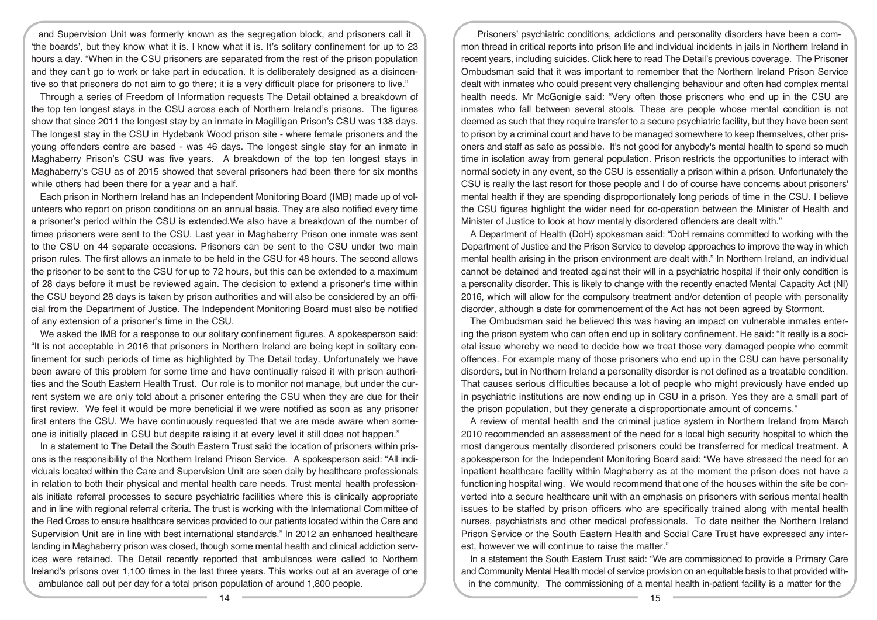and Supervision Unit was formerly known as the segregation block, and prisoners call it 'the boards', but they know what it is. I know what it is. It's solitary confinement for up to 23 hours a day. "When in the CSU prisoners are separated from the rest of the prison population and they can't go to work or take part in education. It is deliberately designed as a disincentive so that prisoners do not aim to go there; it is a very difficult place for prisoners to live."

Through a series of Freedom of Information requests The Detail obtained a breakdown of the top ten longest stays in the CSU across each of Northern Ireland's prisons. The figures show that since 2011 the longest stay by an inmate in Magilligan Prison's CSU was 138 days. The longest stay in the CSU in Hydebank Wood prison site - where female prisoners and the young offenders centre are based - was 46 days. The longest single stay for an inmate in Maghaberry Prison's CSU was five years. A breakdown of the top ten longest stays in Maghaberry's CSU as of 2015 showed that several prisoners had been there for six months while others had been there for a year and a half.

Each prison in Northern Ireland has an Independent Monitoring Board (IMB) made up of volunteers who report on prison conditions on an annual basis. They are also notified every time a prisoner's period within the CSU is extended.We also have a breakdown of the number of times prisoners were sent to the CSU. Last year in Maghaberry Prison one inmate was sent to the CSU on 44 separate occasions. Prisoners can be sent to the CSU under two main prison rules. The first allows an inmate to be held in the CSU for 48 hours. The second allows the prisoner to be sent to the CSU for up to 72 hours, but this can be extended to a maximum of 28 days before it must be reviewed again. The decision to extend a prisoner's time within the CSU beyond 28 days is taken by prison authorities and will also be considered by an official from the Department of Justice. The Independent Monitoring Board must also be notified of any extension of a prisoner's time in the CSU.

We asked the IMB for a response to our solitary confinement figures. A spokesperson said: "It is not acceptable in 2016 that prisoners in Northern Ireland are being kept in solitary confinement for such periods of time as highlighted by The Detail today. Unfortunately we have been aware of this problem for some time and have continually raised it with prison authorities and the South Eastern Health Trust. Our role is to monitor not manage, but under the current system we are only told about a prisoner entering the CSU when they are due for their first review. We feel it would be more beneficial if we were notified as soon as any prisoner first enters the CSU. We have continuously requested that we are made aware when someone is initially placed in CSU but despite raising it at every level it still does not happen."

In a statement to The Detail the South Eastern Trust said the location of prisoners within prisons is the responsibility of the Northern Ireland Prison Service. A spokesperson said: "All individuals located within the Care and Supervision Unit are seen daily by healthcare professionals in relation to both their physical and mental health care needs. Trust mental health professionals initiate referral processes to secure psychiatric facilities where this is clinically appropriate and in line with regional referral criteria. The trust is working with the International Committee of the Red Cross to ensure healthcare services provided to our patients located within the Care and Supervision Unit are in line with best international standards." In 2012 an enhanced healthcare landing in Maghaberry prison was closed, though some mental health and clinical addiction services were retained. The Detail recently reported that ambulances were called to Northern Ireland's prisons over 1,100 times in the last three years. This works out at an average of one ambulance call out per day for a total prison population of around 1,800 people.

Prisoners' psychiatric conditions, addictions and personality disorders have been a common thread in critical reports into prison life and individual incidents in jails in Northern Ireland in recent years, including suicides. Click here to read The Detail's previous coverage. The Prisoner Ombudsman said that it was important to remember that the Northern Ireland Prison Service dealt with inmates who could present very challenging behaviour and often had complex mental health needs. Mr McGonigle said: "Very often those prisoners who end up in the CSU are inmates who fall between several stools. These are people whose mental condition is not deemed as such that they require transfer to a secure psychiatric facility, but they have been sent to prison by a criminal court and have to be managed somewhere to keep themselves, other prisoners and staff as safe as possible. It's not good for anybody's mental health to spend so much time in isolation away from general population. Prison restricts the opportunities to interact with normal society in any event, so the CSU is essentially a prison within a prison. Unfortunately the CSU is really the last resort for those people and I do of course have concerns about prisoners' mental health if they are spending disproportionately long periods of time in the CSU. I believe the CSU figures highlight the wider need for co-operation between the Minister of Health and Minister of Justice to look at how mentally disordered offenders are dealt with."

A Department of Health (DoH) spokesman said: "DoH remains committed to working with the Department of Justice and the Prison Service to develop approaches to improve the way in which mental health arising in the prison environment are dealt with." In Northern Ireland, an individual cannot be detained and treated against their will in a psychiatric hospital if their only condition is a personality disorder. This is likely to change with the recently enacted Mental Capacity Act (NI) 2016, which will allow for the compulsory treatment and/or detention of people with personality disorder, although a date for commencement of the Act has not been agreed by Stormont.

The Ombudsman said he believed this was having an impact on vulnerable inmates entering the prison system who can often end up in solitary confinement. He said: "It really is a societal issue whereby we need to decide how we treat those very damaged people who commit offences. For example many of those prisoners who end up in the CSU can have personality disorders, but in Northern Ireland a personality disorder is not defined as a treatable condition. That causes serious difficulties because a lot of people who might previously have ended up in psychiatric institutions are now ending up in CSU in a prison. Yes they are a small part of the prison population, but they generate a disproportionate amount of concerns."

A review of mental health and the criminal justice system in Northern Ireland from March 2010 recommended an assessment of the need for a local high security hospital to which the most dangerous mentally disordered prisoners could be transferred for medical treatment. A spokesperson for the Independent Monitoring Board said: "We have stressed the need for an inpatient healthcare facility within Maghaberry as at the moment the prison does not have a functioning hospital wing. We would recommend that one of the houses within the site be converted into a secure healthcare unit with an emphasis on prisoners with serious mental health issues to be staffed by prison officers who are specifically trained along with mental health nurses, psychiatrists and other medical professionals. To date neither the Northern Ireland Prison Service or the South Eastern Health and Social Care Trust have expressed any interest, however we will continue to raise the matter."

In a statement the South Eastern Trust said: "We are commissioned to provide a Primary Care and Community Mental Health model of service provision on an equitable basis to that provided within the community. The commissioning of a mental health in-patient facility is a matter for the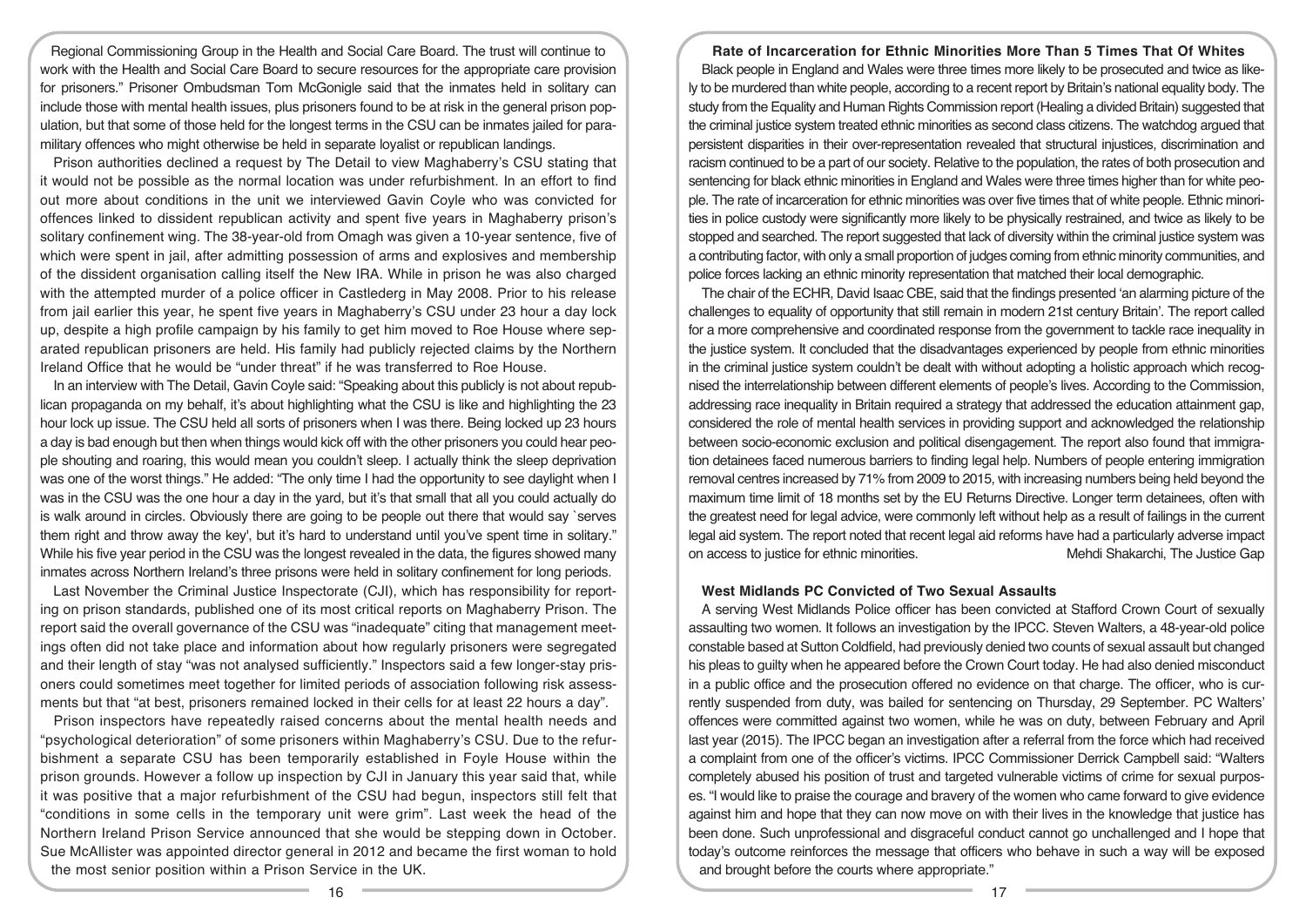Regional Commissioning Group in the Health and Social Care Board. The trust will continue to work with the Health and Social Care Board to secure resources for the appropriate care provision for prisoners." Prisoner Ombudsman Tom McGonigle said that the inmates held in solitary can include those with mental health issues, plus prisoners found to be at risk in the general prison population, but that some of those held for the longest terms in the CSU can be inmates jailed for paramilitary offences who might otherwise be held in separate loyalist or republican landings.

Prison authorities declined a request by The Detail to view Maghaberry's CSU stating that it would not be possible as the normal location was under refurbishment. In an effort to find out more about conditions in the unit we interviewed Gavin Coyle who was convicted for offences linked to dissident republican activity and spent five years in Maghaberry prison's solitary confinement wing. The 38-year-old from Omagh was given a 10-year sentence, five of which were spent in jail, after admitting possession of arms and explosives and membership of the dissident organisation calling itself the New IRA. While in prison he was also charged with the attempted murder of a police officer in Castlederg in May 2008. Prior to his release from jail earlier this year, he spent five years in Maghaberry's CSU under 23 hour a day lock up, despite a high profile campaign by his family to get him moved to Roe House where separated republican prisoners are held. His family had publicly rejected claims by the Northern Ireland Office that he would be "under threat" if he was transferred to Roe House.

In an interview with The Detail, Gavin Coyle said: "Speaking about this publicly is not about republican propaganda on my behalf, it's about highlighting what the CSU is like and highlighting the 23 hour lock up issue. The CSU held all sorts of prisoners when I was there. Being locked up 23 hours a day is bad enough but then when things would kick off with the other prisoners you could hear people shouting and roaring, this would mean you couldn't sleep. I actually think the sleep deprivation was one of the worst things." He added: "The only time I had the opportunity to see daylight when I was in the CSU was the one hour a day in the yard, but it's that small that all you could actually do is walk around in circles. Obviously there are going to be people out there that would say `serves them right and throw away the key', but it's hard to understand until you've spent time in solitary." While his five year period in the CSU was the longest revealed in the data, the figures showed many inmates across Northern Ireland's three prisons were held in solitary confinement for long periods.

Last November the Criminal Justice Inspectorate (CJI), which has responsibility for reporting on prison standards, published one of its most critical reports on Maghaberry Prison. The report said the overall governance of the CSU was "inadequate" citing that management meetings often did not take place and information about how regularly prisoners were segregated and their length of stay "was not analysed sufficiently." Inspectors said a few longer-stay prisoners could sometimes meet together for limited periods of association following risk assessments but that "at best, prisoners remained locked in their cells for at least 22 hours a day".

Prison inspectors have repeatedly raised concerns about the mental health needs and "psychological deterioration" of some prisoners within Maghaberry's CSU. Due to the refurbishment a separate CSU has been temporarily established in Foyle House within the prison grounds. However a follow up inspection by CJI in January this year said that, while it was positive that a major refurbishment of the CSU had begun, inspectors still felt that "conditions in some cells in the temporary unit were grim". Last week the head of the Northern Ireland Prison Service announced that she would be stepping down in October. Sue McAllister was appointed director general in 2012 and became the first woman to hold the most senior position within a Prison Service in the UK.

### Rate of Incarceration for Ethnic Minorities More Than 5 Times That Of Whites

Black people in England and Wales were three times more likely to be prosecuted and twice as likely to be murdered than white people, according to a recent report by Britain's national equality body. The study from the Equality and Human Rights Commission report (Healing a divided Britain) suggested that the criminal justice system treated ethnic minorities as second class citizens. The watchdog argued that persistent disparities in their over-representation revealed that structural injustices, discrimination and racism continued to be a part of our society. Relative to the population, the rates of both prosecution and sentencing for black ethnic minorities in England and Wales were three times higher than for white people. The rate of incarceration for ethnic minorities was over five times that of white people. Ethnic minorities in police custody were significantly more likely to be physically restrained, and twice as likely to be stopped and searched. The report suggested that lack of diversity within the criminal justice system was a contributing factor, with only a small proportion of judges coming from ethnic minority communities, and police forces lacking an ethnic minority representation that matched their local demographic.

The chair of the ECHR, David Isaac CBE, said that the findings presented 'an alarming picture of the challenges to equality of opportunity that still remain in modern 21st century Britain'. The report called for a more comprehensive and coordinated response from the government to tackle race inequality in the justice system. It concluded that the disadvantages experienced by people from ethnic minorities in the criminal justice system couldn't be dealt with without adopting a holistic approach which recognised the interrelationship between different elements of people's lives. According to the Commission, addressing race inequality in Britain required a strategy that addressed the education attainment gap, considered the role of mental health services in providing support and acknowledged the relationship between socio-economic exclusion and political disengagement. The report also found that immigration detainees faced numerous barriers to finding legal help. Numbers of people entering immigration removal centres increased by 71% from 2009 to 2015, with increasing numbers being held beyond the maximum time limit of 18 months set by the EU Returns Directive. Longer term detainees, often with the greatest need for legal advice, were commonly left without help as a result of failings in the current legal aid system. The report noted that recent legal aid reforms have had a particularly adverse impact on access to justice for ethnic minorities. Mehdi Shakarchi, The Justice Gap

### West Midlands PC Convicted of Two Sexual Assaults

A serving West Midlands Police officer has been convicted at Stafford Crown Court of sexually assaulting two women. It follows an investigation by the IPCC. Steven Walters, a 48-year-old police constable based at Sutton Coldfield, had previously denied two counts of sexual assault but changed his pleas to guilty when he appeared before the Crown Court today. He had also denied misconduct in a public office and the prosecution offered no evidence on that charge. The officer, who is currently suspended from duty, was bailed for sentencing on Thursday, 29 September. PC Walters' offences were committed against two women, while he was on duty, between February and April last year (2015). The IPCC began an investigation after a referral from the force which had received a complaint from one of the officer's victims. IPCC Commissioner Derrick Campbell said: "Walters completely abused his position of trust and targeted vulnerable victims of crime for sexual purposes. "I would like to praise the courage and bravery of the women who came forward to give evidence against him and hope that they can now move on with their lives in the knowledge that justice has been done. Such unprofessional and disgraceful conduct cannot go unchallenged and I hope that today's outcome reinforces the message that officers who behave in such a way will be exposed and brought before the courts where appropriate."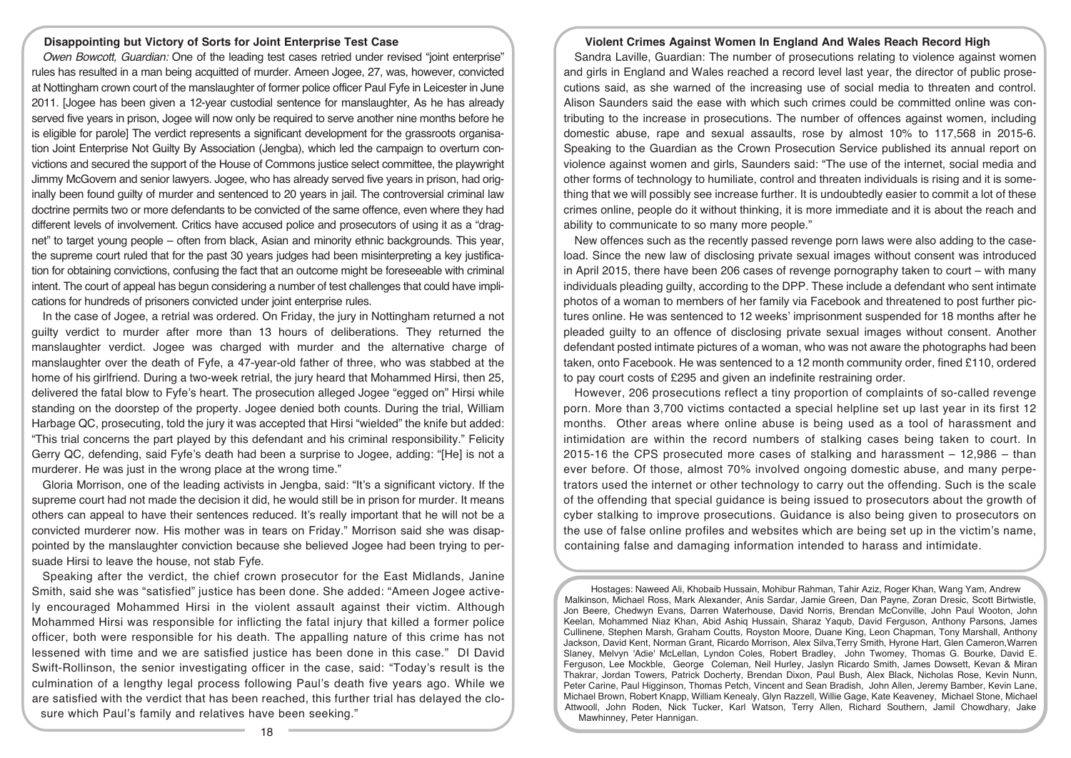## Disappointing but Victory of Sorts for Joint Enterprise Test Case

*Owen Bowcott, Guardian:* One of the leading test cases retried under revised "joint enterprise" rules has resulted in a man being acquitted of murder. Ameen Jogee, 27, was, however, convicted at Nottingham crown court of the manslaughter of former police officer Paul Fyfe in Leicester in June 2011. [Jogee has been given a 12-year custodial sentence for manslaughter, As he has already served five years in prison, Jogee will now only be required to serve another nine months before he is eligible for parole] The verdict represents a significant development for the grassroots organisation Joint Enterprise Not Guilty By Association (Jengba), which led the campaign to overturn convictions and secured the support of the House of Commons justice select committee, the playwright Jimmy McGovern and senior lawyers. Jogee, who has already served five years in prison, had originally been found guilty of murder and sentenced to 20 years in jail. The controversial criminal law doctrine permits two or more defendants to be convicted of the same offence, even where they had different levels of involvement. Critics have accused police and prosecutors of using it as a "dragnet" to target young people – often from black, Asian and minority ethnic backgrounds. This year, the supreme court ruled that for the past 30 years judges had been misinterpreting a key justification for obtaining convictions, confusing the fact that an outcome might be foreseeable with criminal intent. The court of appeal has begun considering a number of test challenges that could have implications for hundreds of prisoners convicted under joint enterprise rules.

In the case of Jogee, a retrial was ordered. On Friday, the jury in Nottingham returned a not guilty verdict to murder after more than 13 hours of deliberations. They returned the manslaughter verdict. Jogee was charged with murder and the alternative charge of manslaughter over the death of Fyfe, a 47-year-old father of three, who was stabbed at the home of his girlfriend. During a two-week retrial, the jury heard that Mohammed Hirsi, then 25, delivered the fatal blow to Fyfe's heart. The prosecution alleged Jogee "egged on" Hirsi while standing on the doorstep of the property. Jogee denied both counts. During the trial, William Harbage QC, prosecuting, told the jury it was accepted that Hirsi "wielded" the knife but added: "This trial concerns the part played by this defendant and his criminal responsibility." Felicity Gerry QC, defending, said Fyfe's death had been a surprise to Jogee, adding: "[He] is not a murderer. He was just in the wrong place at the wrong time."

Gloria Morrison, one of the leading activists in Jengba, said: "It's a significant victory. If the supreme court had not made the decision it did, he would still be in prison for murder. It means others can appeal to have their sentences reduced. It's really important that he will not be a convicted murderer now. His mother was in tears on Friday." Morrison said she was disappointed by the manslaughter conviction because she believed Jogee had been trying to persuade Hirsi to leave the house, not stab Fyfe.

Speaking after the verdict, the chief crown prosecutor for the East Midlands, Janine Smith, said she was "satisfied" justice has been done. She added: "Ameen Jogee actively encouraged Mohammed Hirsi in the violent assault against their victim. Although Mohammed Hirsi was responsible for inflicting the fatal injury that killed a former police officer, both were responsible for his death. The appalling nature of this crime has not lessened with time and we are satisfied justice has been done in this case." DI David Swift-Rollinson, the senior investigating officer in the case, said: "Today's result is the culmination of a lengthy legal process following Paul's death five years ago. While we are satisfied with the verdict that has been reached, this further trial has delayed the closure which Paul's family and relatives have been seeking."

## Violent Crimes Against Women In England And Wales Reach Record High

Sandra Laville, Guardian: The number of prosecutions relating to violence against women and girls in England and Wales reached a record level last year, the director of public prosecutions said, as she warned of the increasing use of social media to threaten and control. Alison Saunders said the ease with which such crimes could be committed online was contributing to the increase in prosecutions. The number of offences against women, including domestic abuse, rape and sexual assaults, rose by almost 10% to 117,568 in 2015-6. Speaking to the Guardian as the Crown Prosecution Service published its annual report on violence against women and girls, Saunders said: "The use of the internet, social media and other forms of technology to humiliate, control and threaten individuals is rising and it is something that we will possibly see increase further. It is undoubtedly easier to commit a lot of these crimes online, people do it without thinking, it is more immediate and it is about the reach and ability to communicate to so many more people."

New offences such as the recently passed revenge porn laws were also adding to the caseload. Since the new law of disclosing private sexual images without consent was introduced in April 2015, there have been 206 cases of revenge pornography taken to court – with many individuals pleading guilty, according to the DPP. These include a defendant who sent intimate photos of a woman to members of her family via Facebook and threatened to post further pictures online. He was sentenced to 12 weeks' imprisonment suspended for 18 months after he pleaded guilty to an offence of disclosing private sexual images without consent. Another defendant posted intimate pictures of a woman, who was not aware the photographs had been taken, onto Facebook. He was sentenced to a 12 month community order, fined £110, ordered to pay court costs of £295 and given an indefinite restraining order.

However, 206 prosecutions reflect a tiny proportion of complaints of so-called revenge porn. More than 3,700 victims contacted a special helpline set up last year in its first 12 months. Other areas where online abuse is being used as a tool of harassment and intimidation are within the record numbers of stalking cases being taken to court. In 2015-16 the CPS prosecuted more cases of stalking and harassment – 12,986 – than ever before. Of those, almost 70% involved ongoing domestic abuse, and many perpetrators used the internet or other technology to carry out the offending. Such is the scale of the offending that special guidance is being issued to prosecutors about the growth of cyber stalking to improve prosecutions. Guidance is also being given to prosecutors on the use of false online profiles and websites which are being set up in the victim's name, containing false and damaging information intended to harass and intimidate.

Hostages: Naweed Ali, Khobaib Hussain, Mohibur Rahman, Tahir Aziz, Roger Khan, Wang Yam, Andrew Malkinson, Michael Ross, Mark Alexander, Anis Sardar, Jamie Green, Dan Payne, Zoran Dresic, Scott Birtwistle, Jon Beere, Chedwyn Evans, Darren Waterhouse, David Norris, Brendan McConville, John Paul Wooton, John Keelan, Mohammed Niaz Khan, Abid Ashiq Hussain, Sharaz Yaqub, David Ferguson, Anthony Parsons, James Cullinene, Stephen Marsh, Graham Coutts, Royston Moore, Duane King, Leon Chapman, Tony Marshall, Anthony Jackson, David Kent, Norman Grant, Ricardo Morrison, Alex Silva,Terry Smith, Hyrone Hart, Glen Cameron,Warren Slaney, Melvyn 'Adie' McLellan, Lyndon Coles, Robert Bradley, John Twomey, Thomas G. Bourke, David E. Ferguson, Lee Mockble, George Coleman, Neil Hurley, Jaslyn Ricardo Smith, James Dowsett, Kevan & Miran Thakrar, Jordan Towers, Patrick Docherty, Brendan Dixon, Paul Bush, Alex Black, Nicholas Rose, Kevin Nunn, Peter Carine, Paul Higginson, Thomas Petch, Vincent and Sean Bradish, John Allen, Jeremy Bamber, Kevin Lane, Michael Brown, Robert Knapp, William Kenealy, Glyn Razzell, Willie Gage, Kate Keaveney, Michael Stone, Michael Attwooll, John Roden, Nick Tucker, Karl Watson, Terry Allen, Richard Southern, Jamil Chowdhary, Jake Mawhinney, Peter Hannigan.